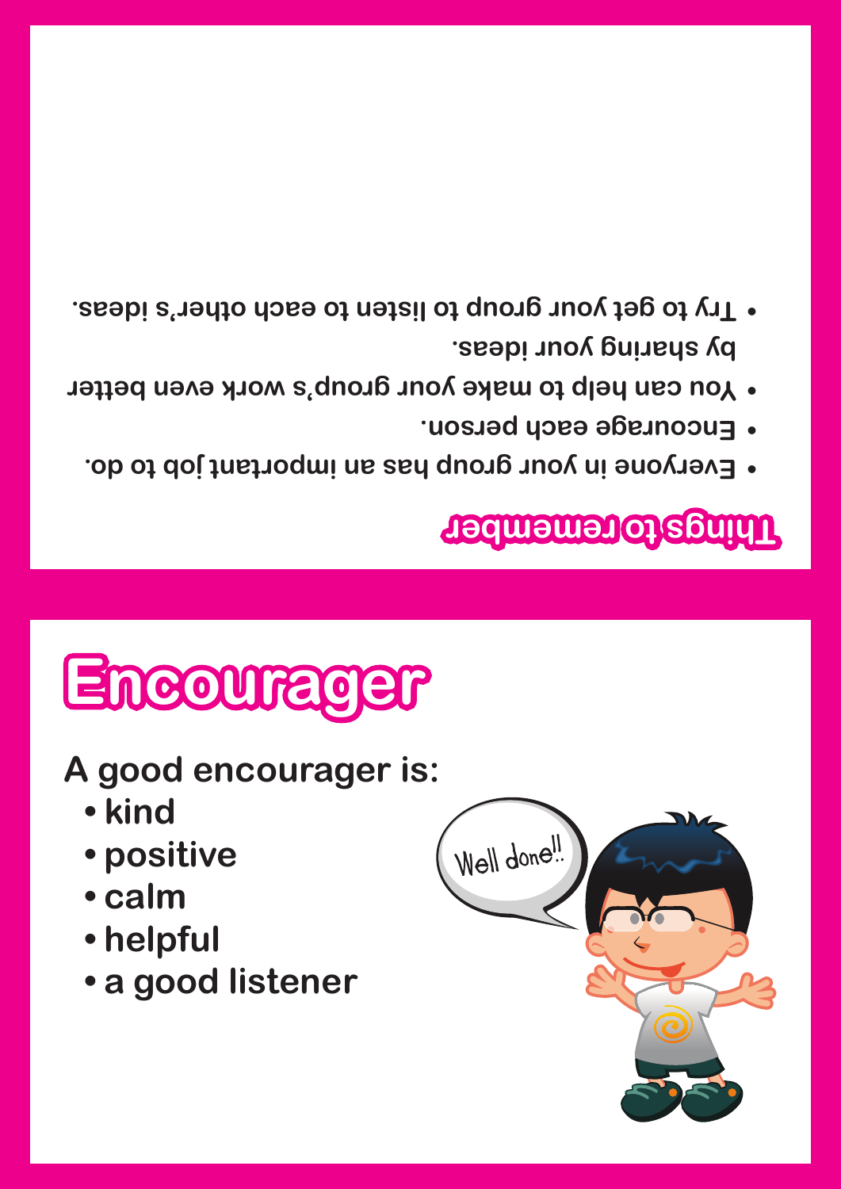## Things to remember

- Everyone in your group has an important job to do.
- Encourage each person.
- You can help to make your group's work even better by sharing your ideas.
- Try to get your group to listen to each other's ideas.

# Encourager

A good encourager is:

- kind
- positive
- calm
- helpful
- a good listener

Well done!!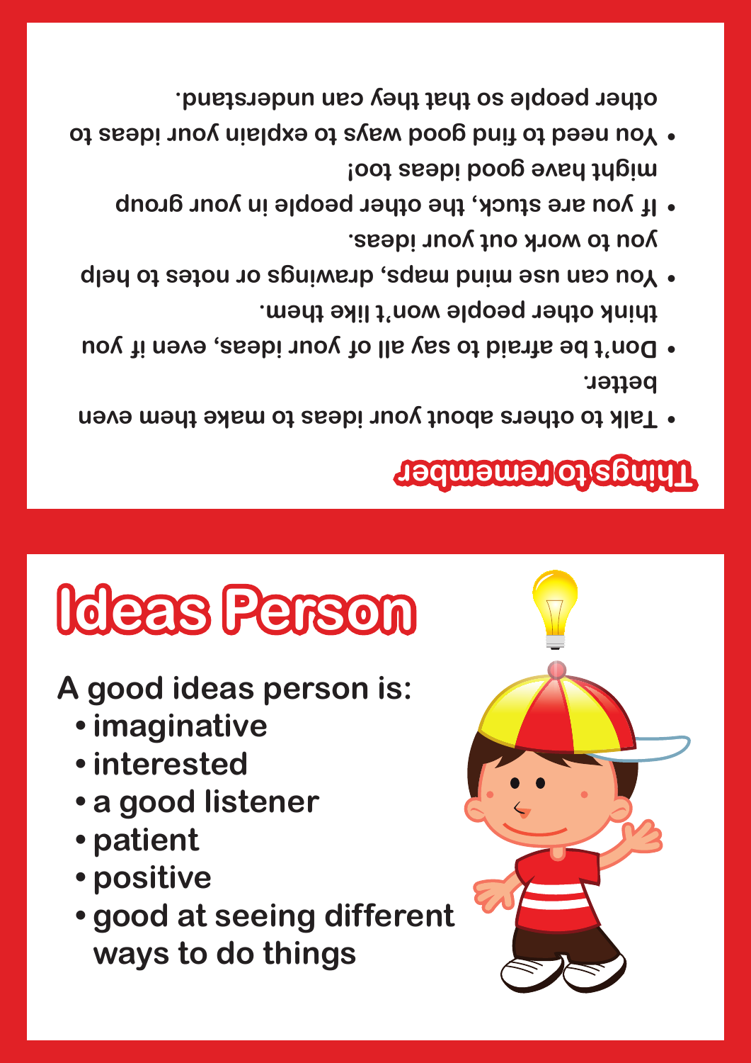## Things to remember

- Talk to others about your ideas to make them even better.
- Don't be afraid to say all of your ideas, even if you think other people won't like them.
- You can use mind maps, drawings or notes to help you to work out your ideas.
- If you are stuck, the other people in your group might have good ideas too!
- You need to find good ways to explain your ideas to other people so that they can understand.

# Ideas Person

**A good ideas person is:**

- **imaginative**
- **interested**
- **a good listener**
- **patient**
- **positive**
- **good at seeing different ways to do things**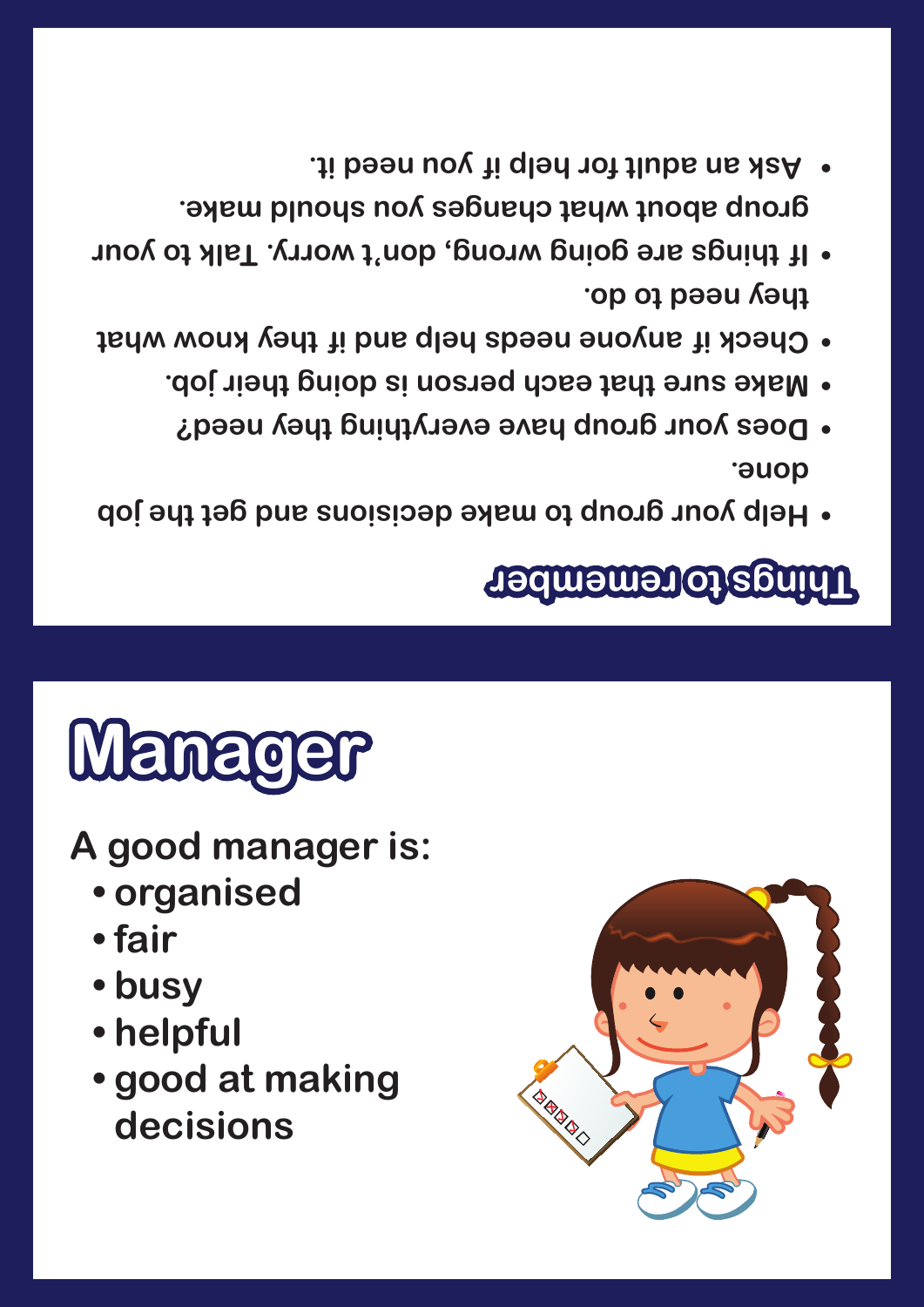## Things to remember

- Help your group to make decisions and get the job done.
- Does your group have everything they need?
- Make sure that each person is doing their job.
- Check if anyone needs help and if they know what they need to do.
- If things are going wrong, don't worry. Talk to your group about what changes you should make.
- Ask an adult for help if you need it.

# Manager

A good manager is:

- organised
- fair
- busy
- helpful
- good at making decisions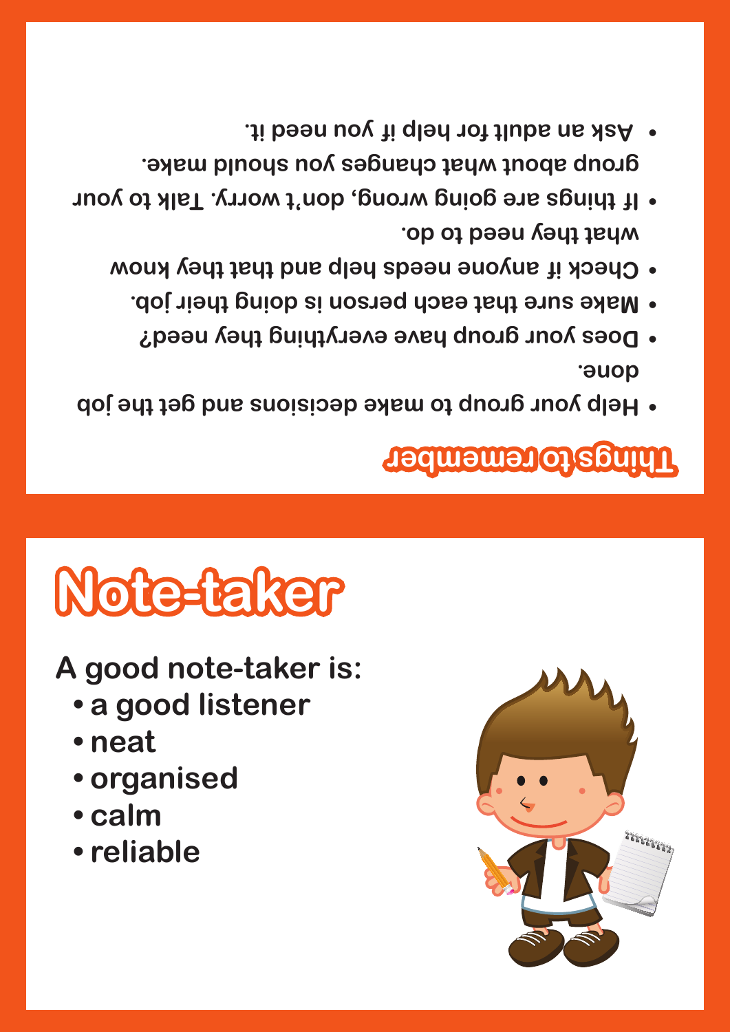## Things to remember

- Help your group to make decisions and get the job done.
- Does your group have everything they need?
- Make sure that each person is doing their job.
- Check if anyone needs help and that they know what they need to do.
- If things are going wrong, don't worry. Talk to your group about what changes you should make.
- Ask an adult for help if you need it.

# Note-taker

**A good note-taker is:**

- **a good listener**
- **neat**
- **organised**
- **calm**
- **reliable**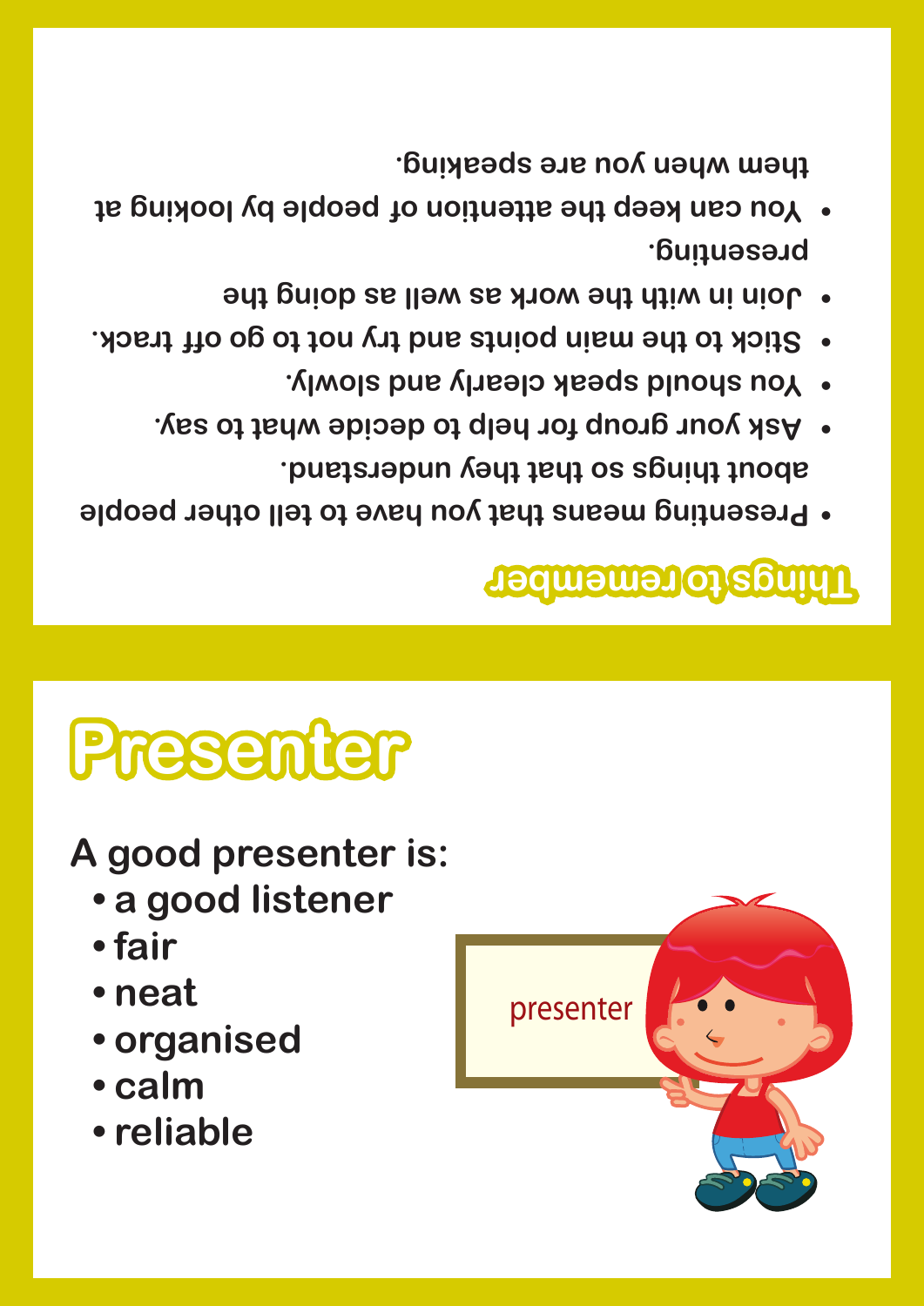## Things to remember

- Presenting means that you have to tell other people about things so that they understand.
- Ask your group for help to decide what to say.
- You should speak clearly and slowly.
- Stick to the main points and try not to go off track.
- Join in with the work as well as doing the presenting.
- You can keep the attention of people by looking at them when you are speaking.

# Presenter

**A good presenter is:**

- **a good listener**
- **fair**
- **neat**
- **organised**
- **calm**
- **reliable**

presenter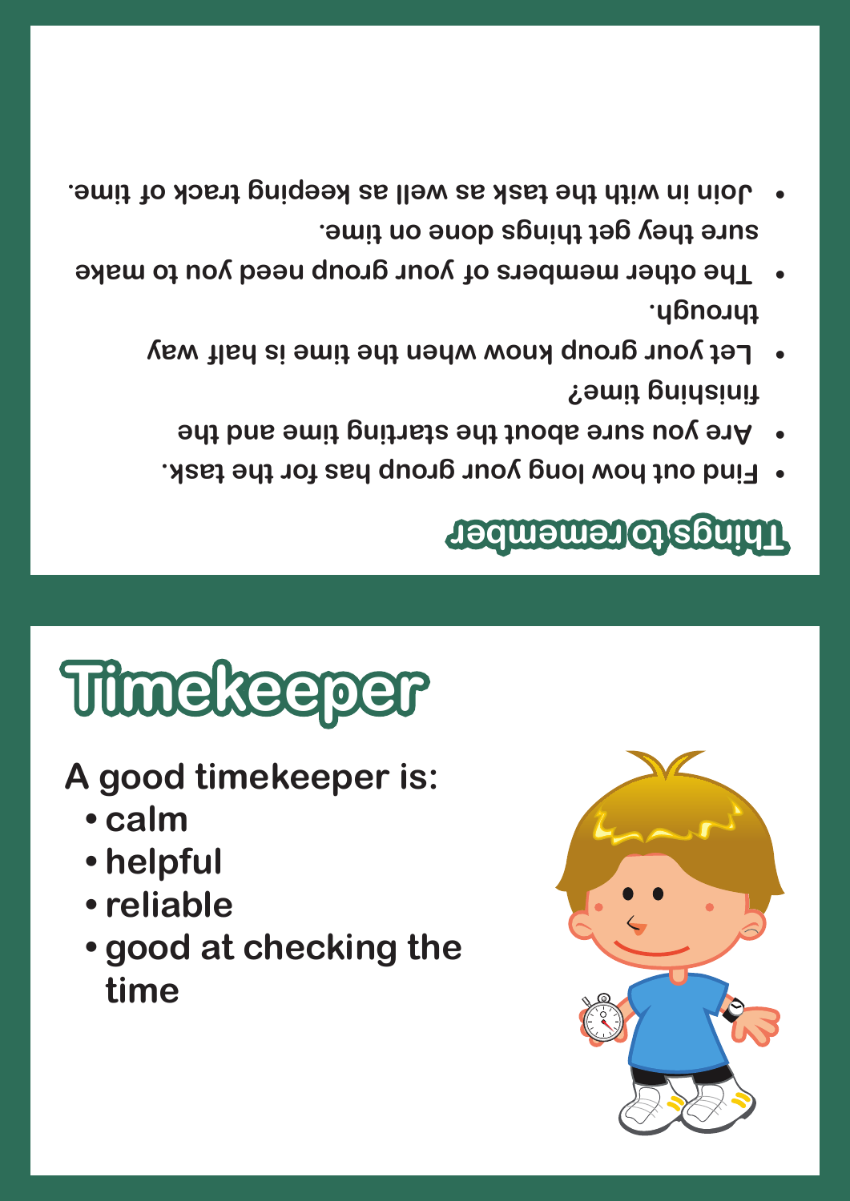## Things to remember

- Find out how long your group has for the task.
- Are you sure about the starting time and the finishing time?
- Let your group know when the time is half way through.
- The other members of your group need you to make sure they get things done on time.
- Join in with the task as well as keeping track of time.

# Timekeeper

**A good timekeeper is:**

- **calm**
- **helpful**
- **reliable**
- **good at checking the time**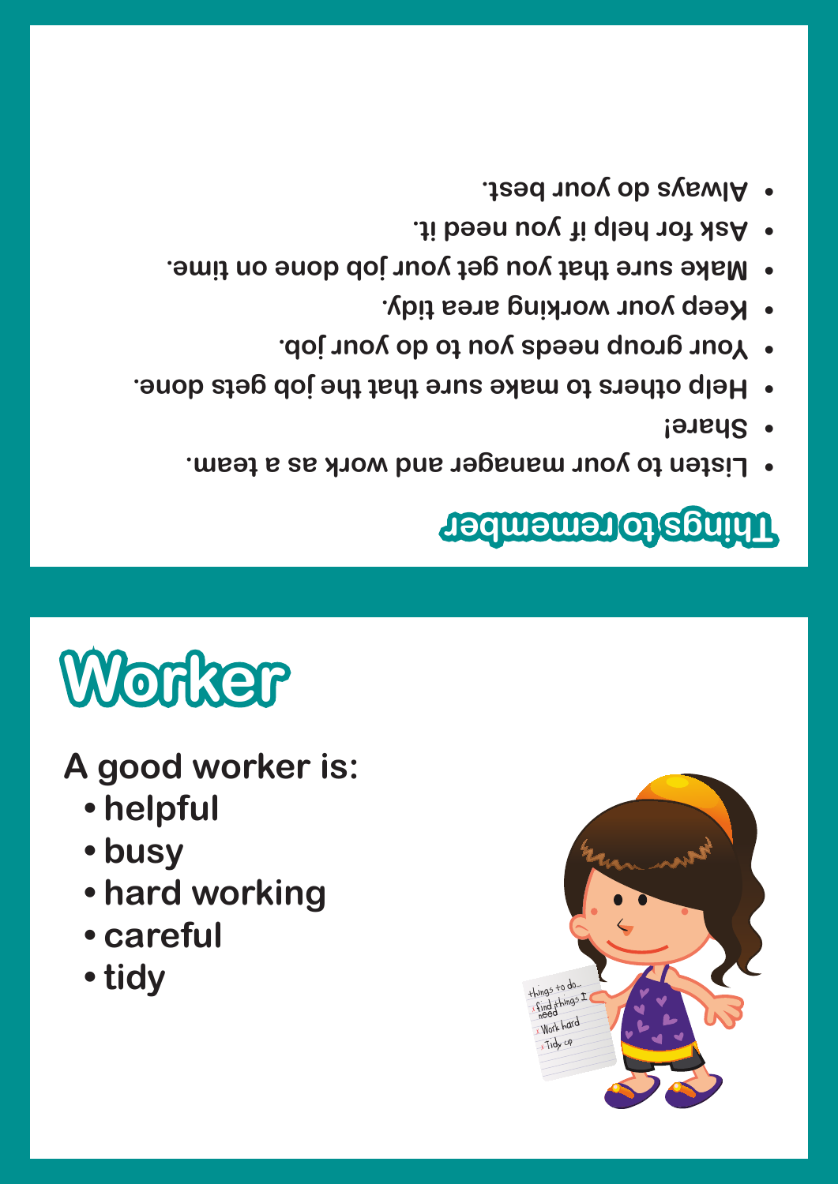## Things to remember

- Listen to your manager and work as a team.
- Share!
- Help others to make sure that the job gets done.
- Your group needs you to do your job.
- Keep your working area tidy.
- Make sure that you get your job done on time.
- Ask for help if you need it.
- Always do your best.

# Worker

**A good worker is:**

- **helpful**
- **busy**
- **hard working**
- **careful**
- **tidy**